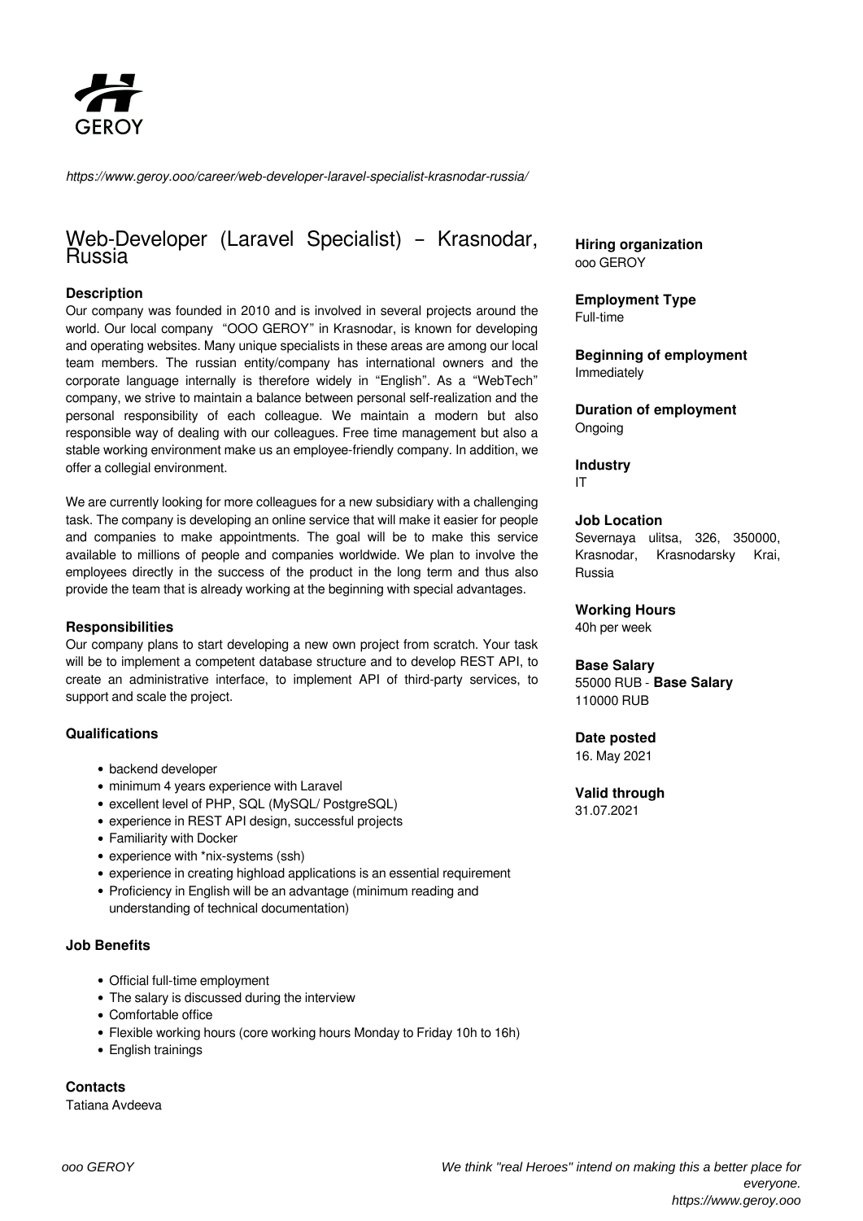GEROY

*https://www.geroy.ooo/career/web-developer-laravel-specialist-krasnodar-russia/*

# Web-Developer (Laravel Specialist) – Krasnodar, Russia

### Description

Our company was founded in 2010 and is involved in several projects around the world. Our local company "OOO GEROY" in Krasnodar, is known for developing and operating websites. Many unique specialists in these areas are among our local team members. The russian entity/company has international owners and the corporate language internally is therefore widely in "English". As a "WebTech" company, we strive to maintain a balance between personal self-realization and the personal responsibility of each colleague. We maintain a modern but also responsible way of dealing with our colleagues. Free time management but also a stable working environment make us an employee-friendly company. In addition, we offer a collegial environment.

We are currently looking for more colleagues for a new subsidiary with a challenging task. The company is developing an online service that will make it easier for people and companies to make appointments. The goal will be to make this service available to millions of people and companies worldwide. We plan to involve the employees directly in the success of the product in the long term and thus also provide the team that is already working at the beginning with special advantages.

### Responsibilities

Our company plans to start developing a new own project from scratch. Your task will be to implement a competent database structure and to develop REST API, to create an administrative interface, to implement API of third-party services, to support and scale the project.

### Qualifications

- backend developer
- minimum 4 years experience with Laravel
- excellent level of PHP, SQL (MySQL/ PostgreSQL)
- experience in REST API design, successful projects
- Familiarity with Docker
- experience with *nix-systems (ssh)
- experience in creating highload applications is an essential requirement
- Proficiency in English will be an advantage (minimum reading and understanding of technical documentation)

### Job Benefits

- Official full-time employment
- The salary is discussed during the interview
- Comfortable office
- Flexible working hours (core working hours Monday to Friday 10h to 16h)
- English trainings

### Contacts

Tatiana Avdeeva

**Hiring organization**
ooo GEROY

**Employment Type**
Full-time

**Beginning of employment**
Immediately

**Duration of employment**
Ongoing

**Industry**
IT

**Job Location**
Severnaya ulitsa, 326, 350000, Krasnodar, Krasnodarsky Krai, Russia

**Working Hours**
40h per week

**Base Salary**
55000 RUB - **Base Salary**
110000 RUB

**Date posted**
16. May 2021

**Valid through**
31.07.2021

*ooo GEROY*

*We think "real Heroes" intend on making this a better place for everyone.*
*https://www.geroy.ooo*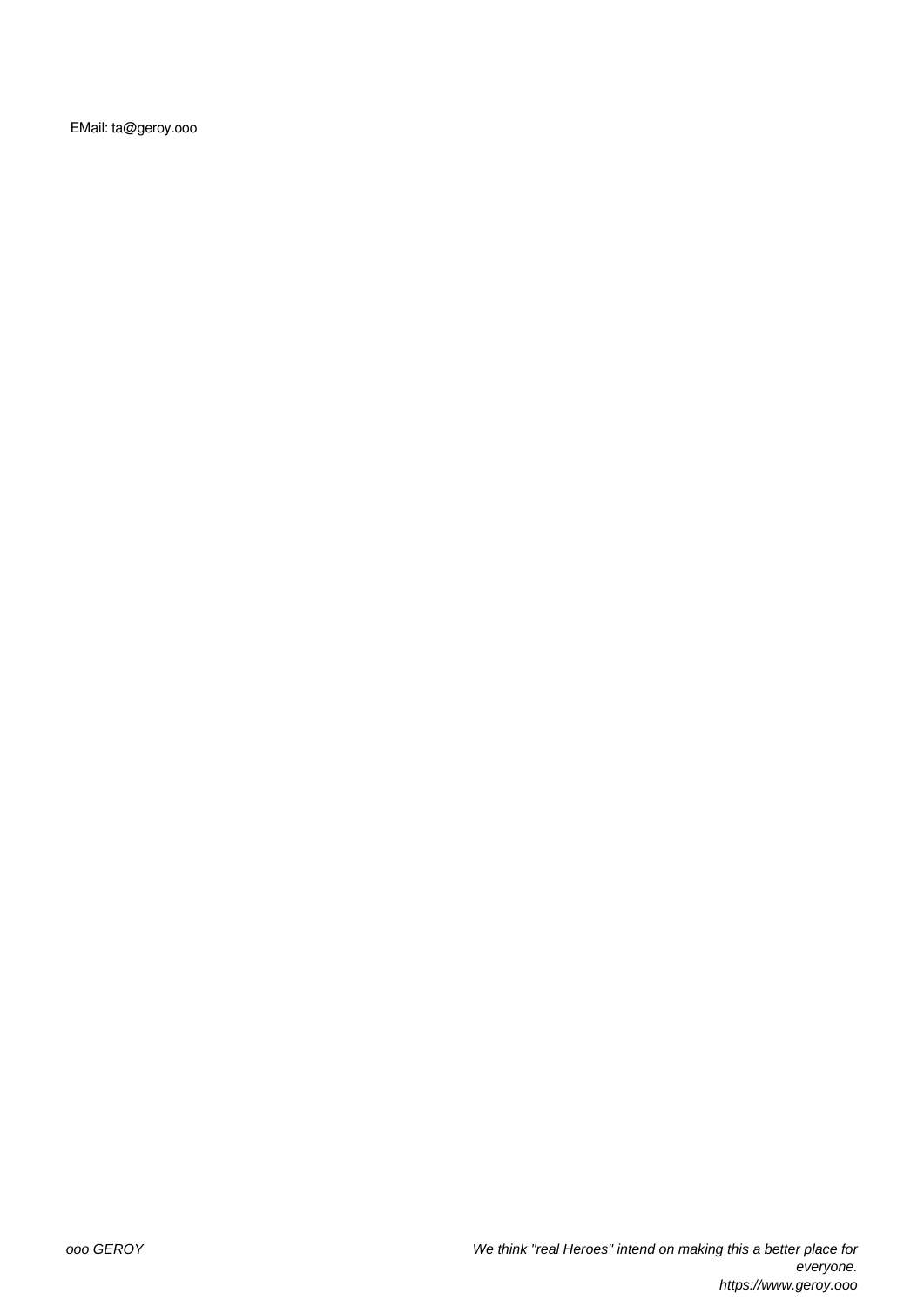EMail: ta@geroy.ooo